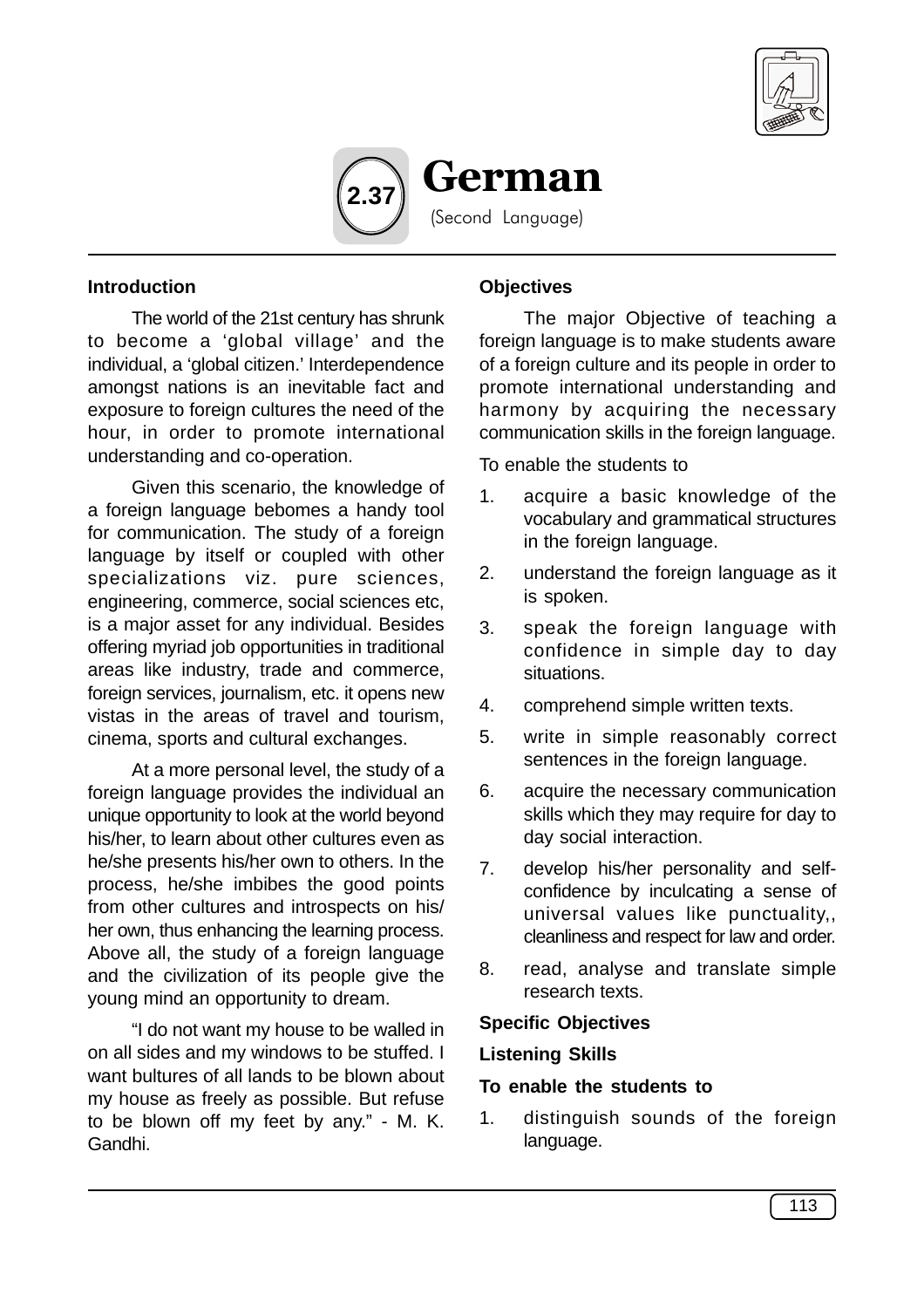# 2.37 German

(Second Language)

## Introduction

The world of the 21st century has shrunk to become a 'global village' and the individual, a 'global citizen.' Interdependence amongst nations is an inevitable fact and exposure to foreign cultures the need of the hour, in order to promote international understanding and co-operation.

Given this scenario, the knowledge of a foreign language bebomes a handy tool for communication. The study of a foreign language by itself or coupled with other specializations viz. pure sciences, engineering, commerce, social sciences etc, is a major asset for any individual. Besides offering myriad job opportunities in traditional areas like industry, trade and commerce, foreign services, journalism, etc. it opens new vistas in the areas of travel and tourism, cinema, sports and cultural exchanges.

At a more personal level, the study of a foreign language provides the individual an unique opportunity to look at the world beyond his/her, to learn about other cultures even as he/she presents his/her own to others. In the process, he/she imbibes the good points from other cultures and introspects on his/ her own, thus enhancing the learning process. Above all, the study of a foreign language and the civilization of its people give the young mind an opportunity to dream.

"I do not want my house to be walled in on all sides and my windows to be stuffed. I want bultures of all lands to be blown about my house as freely as possible. But refuse to be blown off my feet by any." - M. K. Gandhi.

## Objectives

The major Objective of teaching a foreign language is to make students aware of a foreign culture and its people in order to promote international understanding and harmony by acquiring the necessary communication skills in the foreign language.

To enable the students to

1. acquire a basic knowledge of the vocabulary and grammatical structures in the foreign language.
2. understand the foreign language as it is spoken.
3. speak the foreign language with confidence in simple day to day situations.
4. comprehend simple written texts.
5. write in simple reasonably correct sentences in the foreign language.
6. acquire the necessary communication skills which they may require for day to day social interaction.
7. develop his/her personality and self-confidence by inculcating a sense of universal values like punctuality,, cleanliness and respect for law and order.
8. read, analyse and translate simple research texts.

### Specific Objectives

#### Listening Skills

**To enable the students to**

1. distinguish sounds of the foreign language.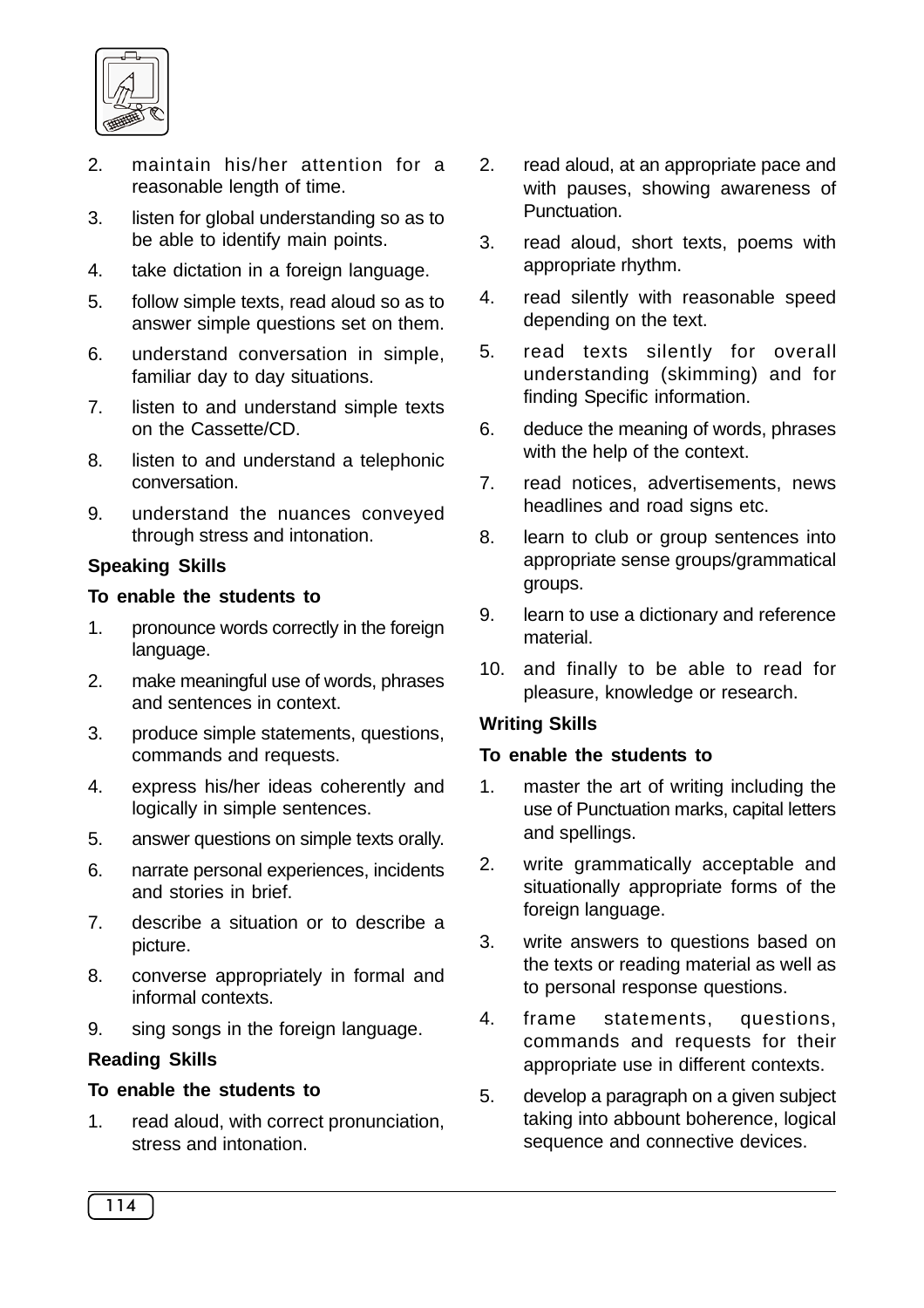2. maintain his/her attention for a reasonable length of time.
3. listen for global understanding so as to be able to identify main points.
4. take dictation in a foreign language.
5. follow simple texts, read aloud so as to answer simple questions set on them.
6. understand conversation in simple, familiar day to day situations.
7. listen to and understand simple texts on the Cassette/CD.
8. listen to and understand a telephonic conversation.
9. understand the nuances conveyed through stress and intonation.

**Speaking Skills**

**To enable the students to**

1. pronounce words correctly in the foreign language.
2. make meaningful use of words, phrases and sentences in context.
3. produce simple statements, questions, commands and requests.
4. express his/her ideas coherently and logically in simple sentences.
5. answer questions on simple texts orally.
6. narrate personal experiences, incidents and stories in brief.
7. describe a situation or to describe a picture.
8. converse appropriately in formal and informal contexts.
9. sing songs in the foreign language.

**Reading Skills**

**To enable the students to**

1. read aloud, with correct pronunciation, stress and intonation.
2. read aloud, at an appropriate pace and with pauses, showing awareness of Punctuation.
3. read aloud, short texts, poems with appropriate rhythm.
4. read silently with reasonable speed depending on the text.
5. read texts silently for overall understanding (skimming) and for finding Specific information.
6. deduce the meaning of words, phrases with the help of the context.
7. read notices, advertisements, news headlines and road signs etc.
8. learn to club or group sentences into appropriate sense groups/grammatical groups.
9. learn to use a dictionary and reference material.
10. and finally to be able to read for pleasure, knowledge or research.

**Writing Skills**

**To enable the students to**

1. master the art of writing including the use of Punctuation marks, capital letters and spellings.
2. write grammatically acceptable and situationally appropriate forms of the foreign language.
3. write answers to questions based on the texts or reading material as well as to personal response questions.
4. frame statements, questions, commands and requests for their appropriate use in different contexts.
5. develop a paragraph on a given subject taking into abbount boherence, logical sequence and connective devices.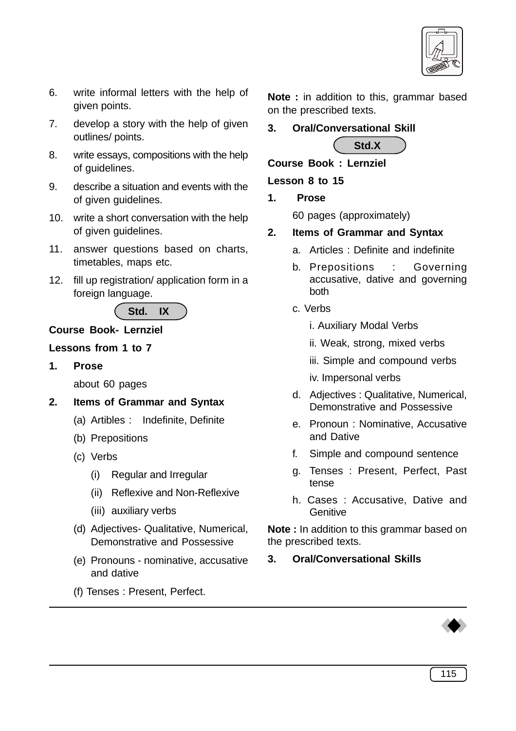6. write informal letters with the help of given points.
7. develop a story with the help of given outlines/ points.
8. write essays, compositions with the help of guidelines.
9. describe a situation and events with the of given guidelines.
10. write a short conversation with the help of given guidelines.
11. answer questions based on charts, timetables, maps etc.
12. fill up registration/ application form in a foreign language.

**Std. IX**

**Course Book- Lernziel**

**Lessons from 1 to 7**

**1. Prose**

about 60 pages

**2. Items of Grammar and Syntax**

(a) Artibles : Indefinite, Definite

(b) Prepositions

(c) Verbs

(i) Regular and Irregular

(ii) Reflexive and Non-Reflexive

(iii) auxiliary verbs

(d) Adjectives- Qualitative, Numerical, Demonstrative and Possessive

(e) Pronouns - nominative, accusative and dative

(f) Tenses : Present, Perfect.

**Note :** in addition to this, grammar based on the prescribed texts.

**3. Oral/Conversational Skill**

**Std.X**

**Course Book : Lernziel**

**Lesson 8 to 15**

**1. Prose**

60 pages (approximately)

**2. Items of Grammar and Syntax**

a. Articles : Definite and indefinite

b. Prepositions : Governing accusative, dative and governing both

c. Verbs

i. Auxiliary Modal Verbs

ii. Weak, strong, mixed verbs

iii. Simple and compound verbs

iv. Impersonal verbs

d. Adjectives : Qualitative, Numerical, Demonstrative and Possessive

e. Pronoun : Nominative, Accusative and Dative

f. Simple and compound sentence

g. Tenses : Present, Perfect, Past tense

h. Cases : Accusative, Dative and Genitive

**Note :** In addition to this grammar based on the prescribed texts.

**3. Oral/Conversational Skills**